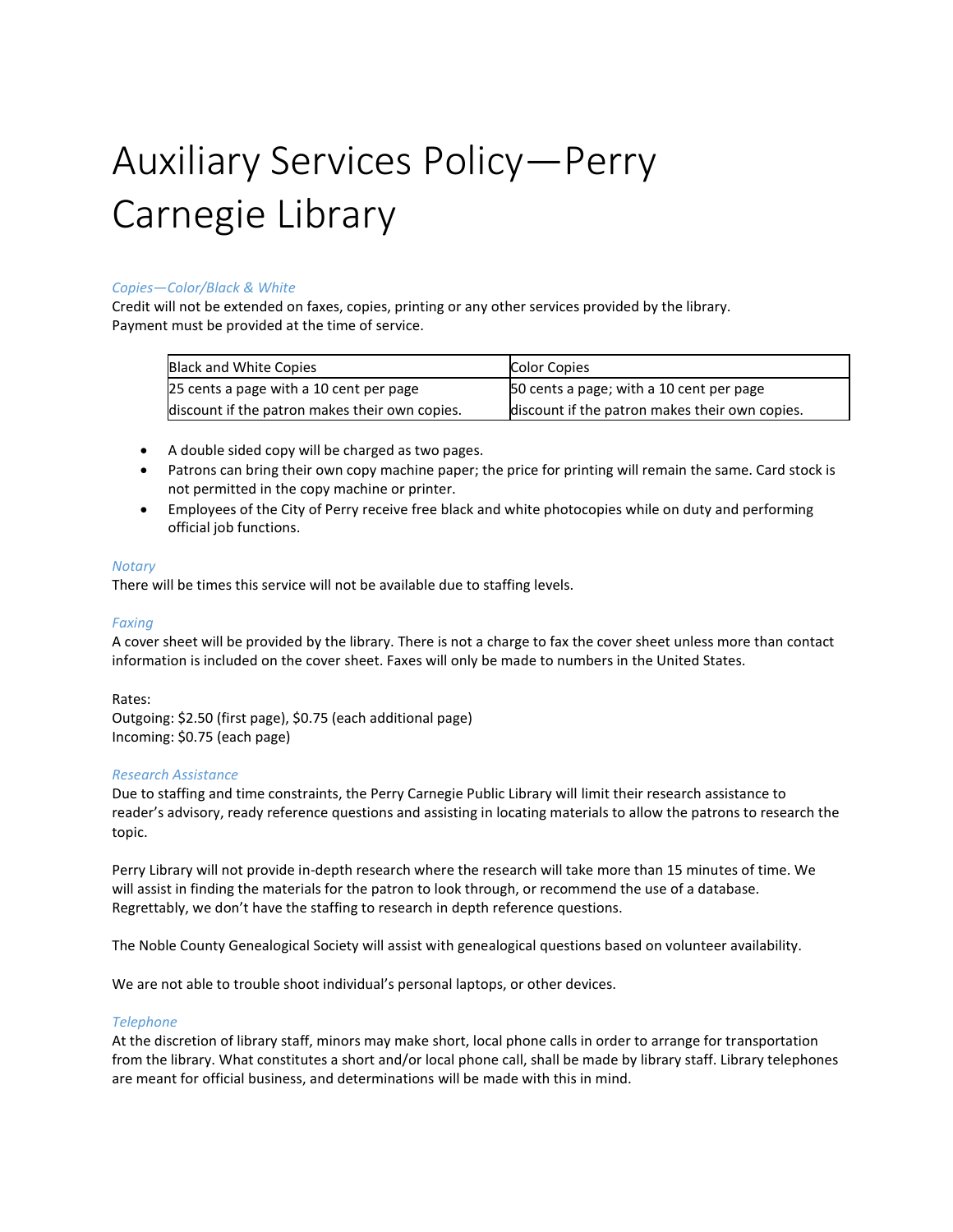# Auxiliary Services Policy—Perry Carnegie Library

### *Copies—Color/Black & White*

Credit will not be extended on faxes, copies, printing or any other services provided by the library. Payment must be provided at the time of service.

| Black and White Copies | Color Copies |
|---|---|
| 25 cents a page with a 10 cent per page discount if the patron makes their own copies. | 50 cents a page; with a 10 cent per page discount if the patron makes their own copies. |

- A double sided copy will be charged as two pages.
- Patrons can bring their own copy machine paper; the price for printing will remain the same. Card stock is not permitted in the copy machine or printer.
- Employees of the City of Perry receive free black and white photocopies while on duty and performing official job functions.

### *Notary*

There will be times this service will not be available due to staffing levels.

### *Faxing*

A cover sheet will be provided by the library. There is not a charge to fax the cover sheet unless more than contact information is included on the cover sheet. Faxes will only be made to numbers in the United States.

Rates:
Outgoing: $2.50 (first page), $0.75 (each additional page)
Incoming: $0.75 (each page)

### *Research Assistance*

Due to staffing and time constraints, the Perry Carnegie Public Library will limit their research assistance to reader's advisory, ready reference questions and assisting in locating materials to allow the patrons to research the topic.

Perry Library will not provide in-depth research where the research will take more than 15 minutes of time. We will assist in finding the materials for the patron to look through, or recommend the use of a database. Regrettably, we don't have the staffing to research in depth reference questions.

The Noble County Genealogical Society will assist with genealogical questions based on volunteer availability.

We are not able to trouble shoot individual's personal laptops, or other devices.

### *Telephone*

At the discretion of library staff, minors may make short, local phone calls in order to arrange for transportation from the library. What constitutes a short and/or local phone call, shall be made by library staff. Library telephones are meant for official business, and determinations will be made with this in mind.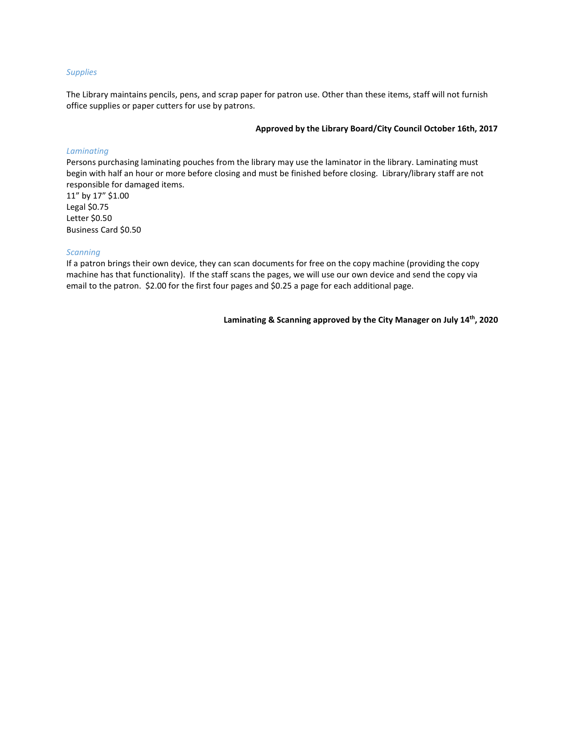*Supplies*

The Library maintains pencils, pens, and scrap paper for patron use. Other than these items, staff will not furnish office supplies or paper cutters for use by patrons.

**Approved by the Library Board/City Council October 16th, 2017**

*Laminating*

Persons purchasing laminating pouches from the library may use the laminator in the library. Laminating must begin with half an hour or more before closing and must be finished before closing. Library/library staff are not responsible for damaged items.

11" by 17" $1.00
Legal $0.75
Letter $0.50
Business Card $0.50

*Scanning*

If a patron brings their own device, they can scan documents for free on the copy machine (providing the copy machine has that functionality). If the staff scans the pages, we will use our own device and send the copy via email to the patron. $2.00 for the first four pages and $0.25 a page for each additional page.

**Laminating & Scanning approved by the City Manager on July 14th, 2020**